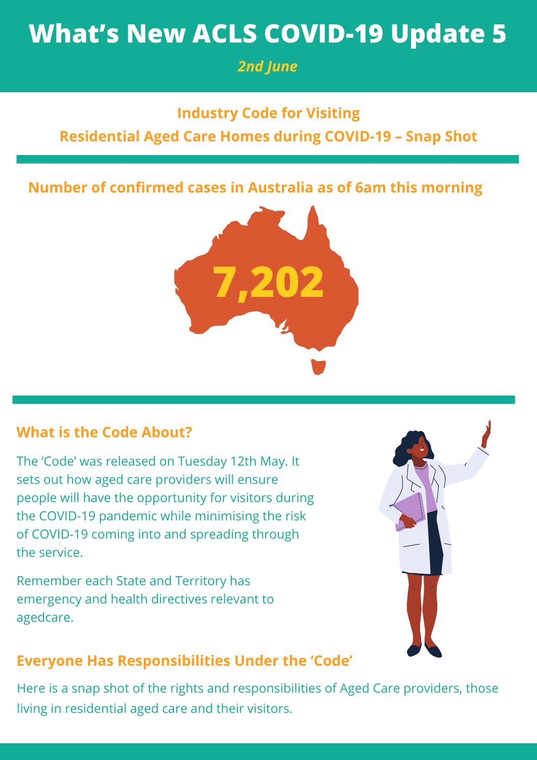# What's New ACLS COVID-19 Update 5

*2nd June*

## Industry Code for Visiting Residential Aged Care Homes during COVID-19 – Snap Shot

## Number of confirmed cases in Australia as of 6am this morning

7,202

## What is the Code About?

The 'Code' was released on Tuesday 12th May. It sets out how aged care providers will ensure people will have the opportunity for visitors during the COVID-19 pandemic while minimising the risk of COVID-19 coming into and spreading through the service.

Remember each State and Territory has emergency and health directives relevant to agedcare.

## Everyone Has Responsibilities Under the 'Code'

Here is a snap shot of the rights and responsibilities of Aged Care providers, those living in residential aged care and their visitors.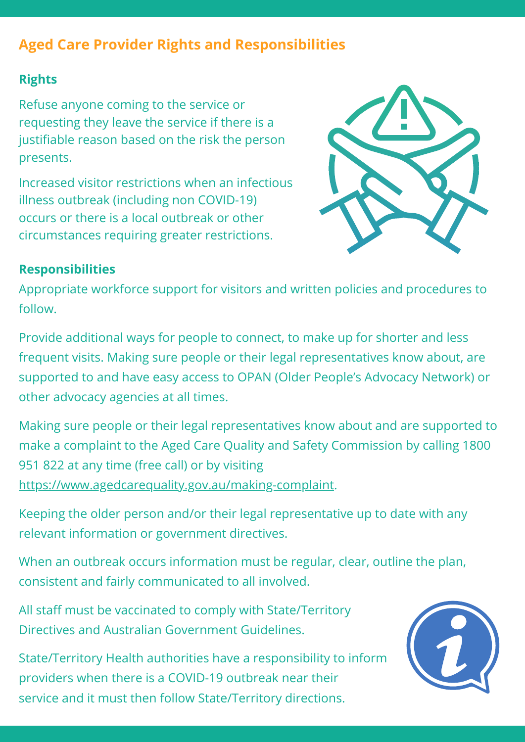## Aged Care Provider Rights and Responsibilities

### Rights

Refuse anyone coming to the service or requesting they leave the service if there is a justifiable reason based on the risk the person presents.

Increased visitor restrictions when an infectious illness outbreak (including non COVID-19) occurs or there is a local outbreak or other circumstances requiring greater restrictions.

### Responsibilities

Appropriate workforce support for visitors and written policies and procedures to follow.

Provide additional ways for people to connect, to make up for shorter and less frequent visits. Making sure people or their legal representatives know about, are supported to and have easy access to OPAN (Older People's Advocacy Network) or other advocacy agencies at all times.

Making sure people or their legal representatives know about and are supported to make a complaint to the Aged Care Quality and Safety Commission by calling 1800 951 822 at any time (free call) or by visiting https://www.agedcarequality.gov.au/making-complaint.

Keeping the older person and/or their legal representative up to date with any relevant information or government directives.

When an outbreak occurs information must be regular, clear, outline the plan, consistent and fairly communicated to all involved.

All staff must be vaccinated to comply with State/Territory Directives and Australian Government Guidelines.

State/Territory Health authorities have a responsibility to inform providers when there is a COVID-19 outbreak near their service and it must then follow State/Territory directions.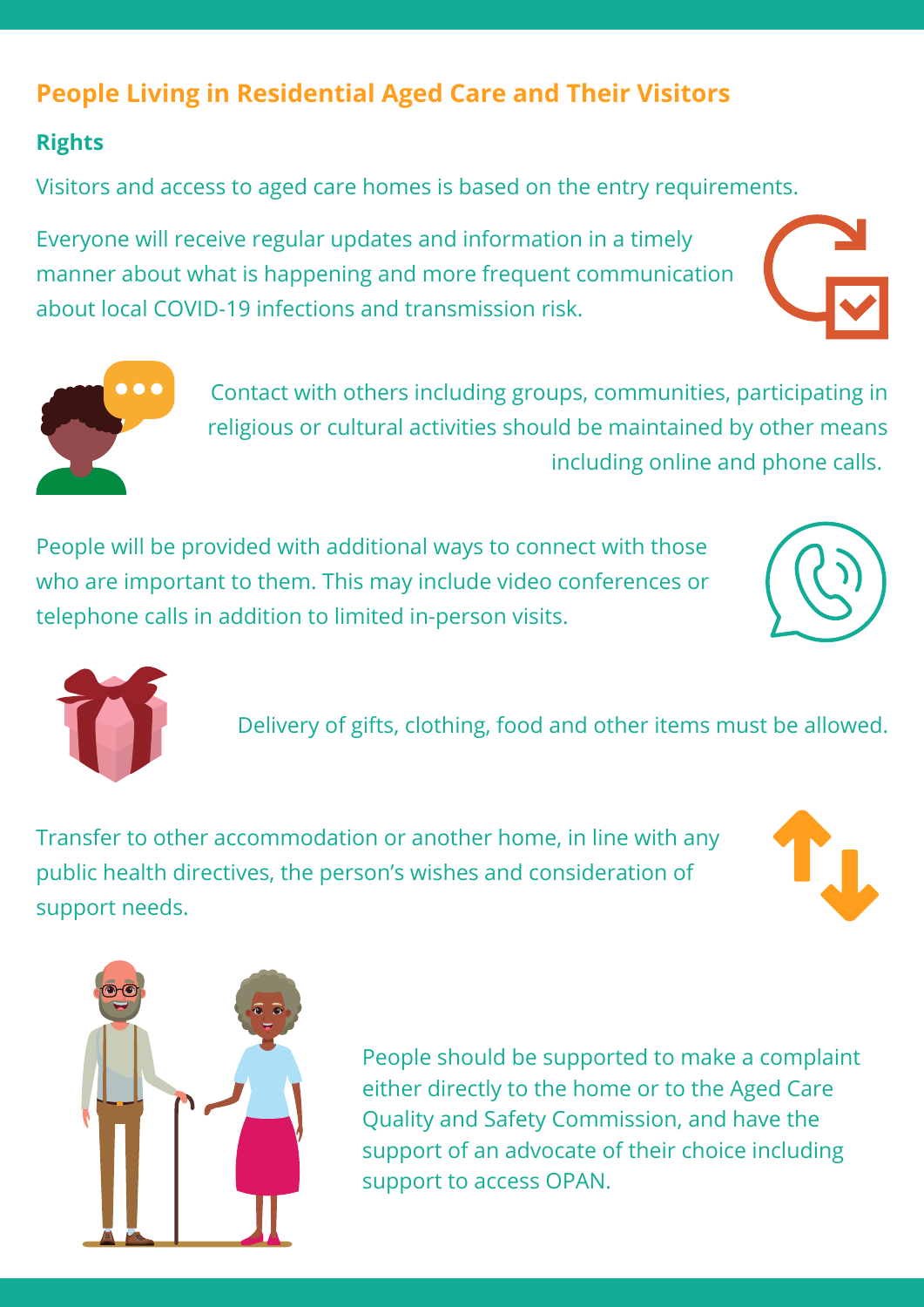## People Living in Residential Aged Care and Their Visitors

### Rights

Visitors and access to aged care homes is based on the entry requirements.

Everyone will receive regular updates and information in a timely manner about what is happening and more frequent communication about local COVID-19 infections and transmission risk.

Contact with others including groups, communities, participating in religious or cultural activities should be maintained by other means including online and phone calls.

People will be provided with additional ways to connect with those who are important to them. This may include video conferences or telephone calls in addition to limited in-person visits.

Delivery of gifts, clothing, food and other items must be allowed.

Transfer to other accommodation or another home, in line with any public health directives, the person's wishes and consideration of support needs.

People should be supported to make a complaint either directly to the home or to the Aged Care Quality and Safety Commission, and have the support of an advocate of their choice including support to access OPAN.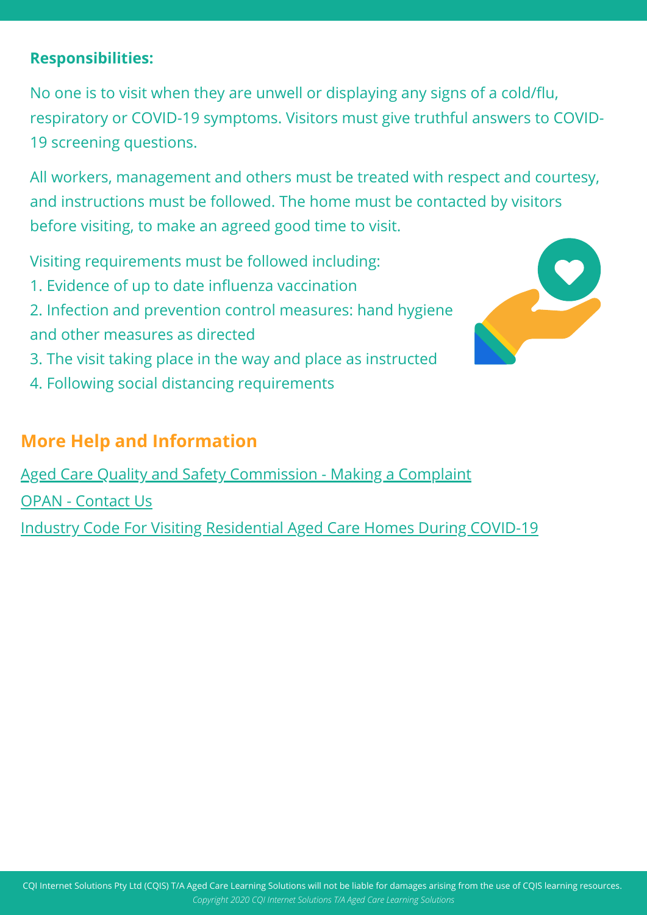### Responsibilities:

No one is to visit when they are unwell or displaying any signs of a cold/flu, respiratory or COVID-19 symptoms. Visitors must give truthful answers to COVID-19 screening questions.

All workers, management and others must be treated with respect and courtesy, and instructions must be followed. The home must be contacted by visitors before visiting, to make an agreed good time to visit.

Visiting requirements must be followed including:

1. Evidence of up to date influenza vaccination
2. Infection and prevention control measures: hand hygiene and other measures as directed
3. The visit taking place in the way and place as instructed
4. Following social distancing requirements

## More Help and Information

Aged Care Quality and Safety Commission - Making a Complaint

OPAN - Contact Us

Industry Code For Visiting Residential Aged Care Homes During COVID-19

CQI Internet Solutions Pty Ltd (CQIS) T/A Aged Care Learning Solutions will not be liable for damages arising from the use of CQIS learning resources.

*Copyright 2020 CQI Internet Solutions T/A Aged Care Learning Solutions*